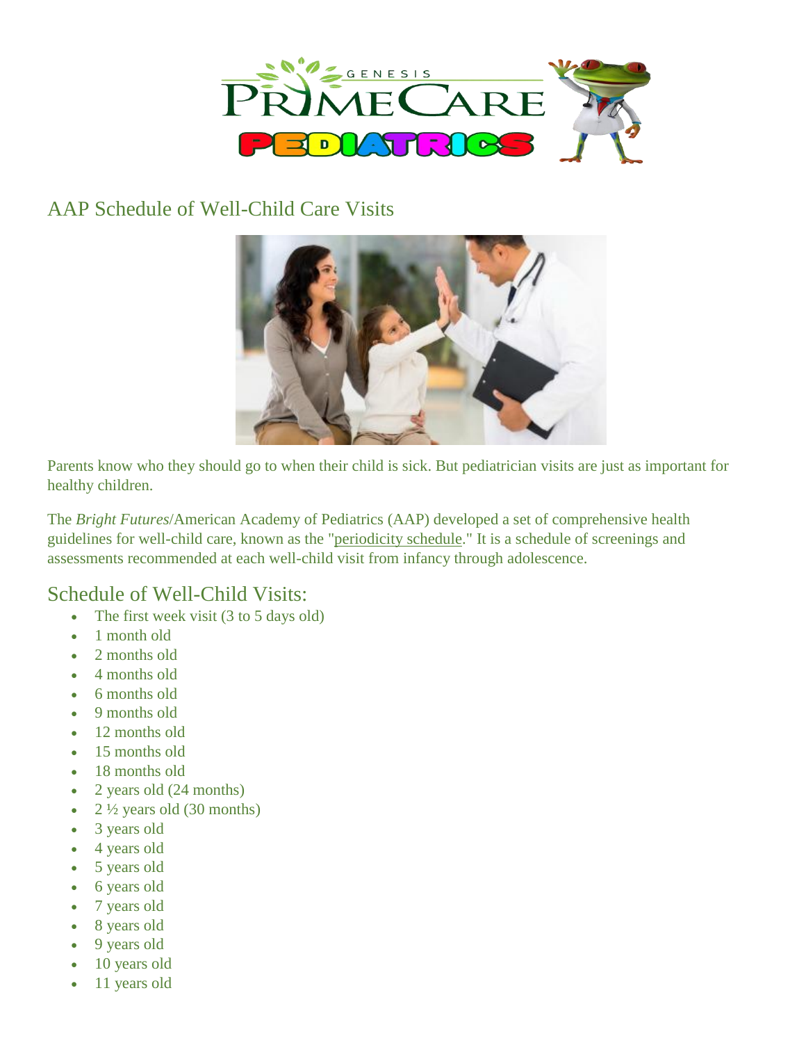## AAP Schedule of Well-Child Care Visits

Parents know who they should go to when their child is sick. But pediatrician visits are just as important for healthy children.

The *Bright Futures*/American Academy of Pediatrics (AAP) developed a set of comprehensive health guidelines for well-child care, known as the "periodicity schedule." It is a schedule of screenings and assessments recommended at each well-child visit from infancy through adolescence.

## Schedule of Well-Child Visits:

- The first week visit (3 to 5 days old)
- 1 month old
- 2 months old
- 4 months old
- 6 months old
- 9 months old
- 12 months old
- 15 months old
- 18 months old
- 2 years old (24 months)
- 2 ½ years old (30 months)
- 3 years old
- 4 years old
- 5 years old
- 6 years old
- 7 years old
- 8 years old
- 9 years old
- 10 years old
- 11 years old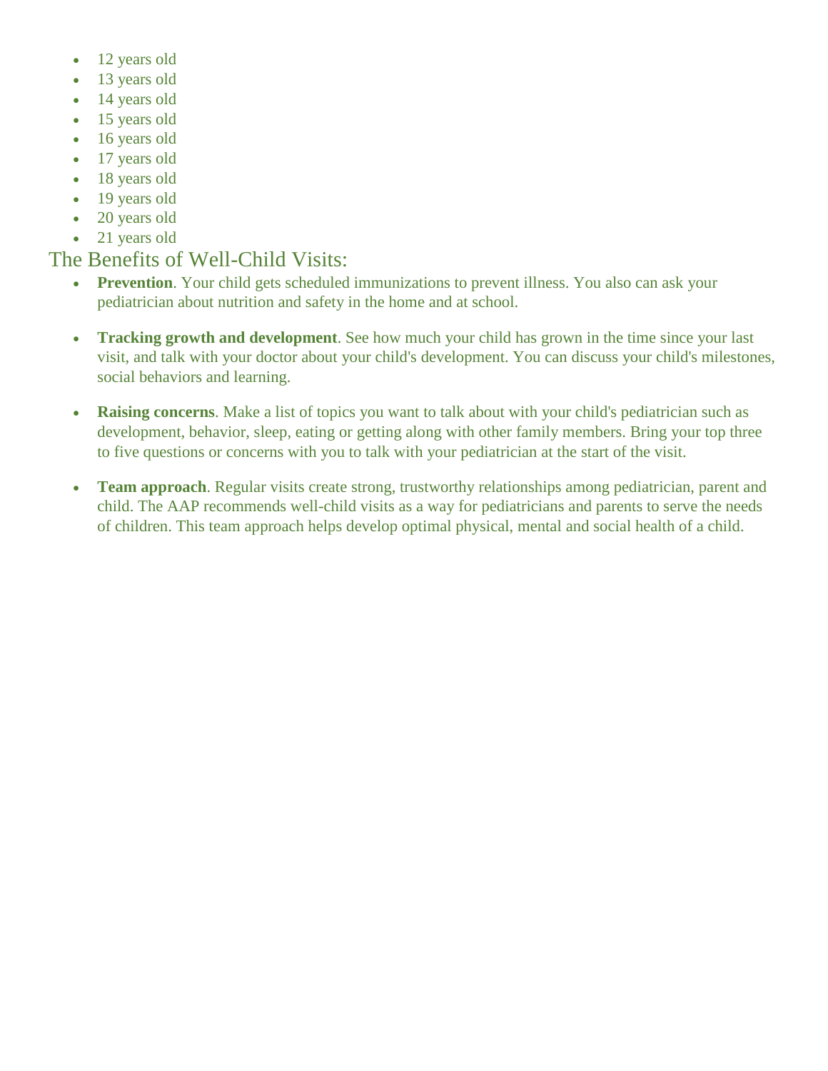- 12 years old
- 13 years old
- 14 years old
- 15 years old
- 16 years old
- 17 years old
- 18 years old
- 19 years old
- 20 years old
- 21 years old

## The Benefits of Well-Child Visits:

- **Prevention**. Your child gets scheduled immunizations to prevent illness. You also can ask your pediatrician about nutrition and safety in the home and at school.

- **Tracking growth and development**. See how much your child has grown in the time since your last visit, and talk with your doctor about your child's development. You can discuss your child's milestones, social behaviors and learning.

- **Raising concerns**. Make a list of topics you want to talk about with your child's pediatrician such as development, behavior, sleep, eating or getting along with other family members. Bring your top three to five questions or concerns with you to talk with your pediatrician at the start of the visit.

- **Team approach**. Regular visits create strong, trustworthy relationships among pediatrician, parent and child. The AAP recommends well-child visits as a way for pediatricians and parents to serve the needs of children. This team approach helps develop optimal physical, mental and social health of a child.